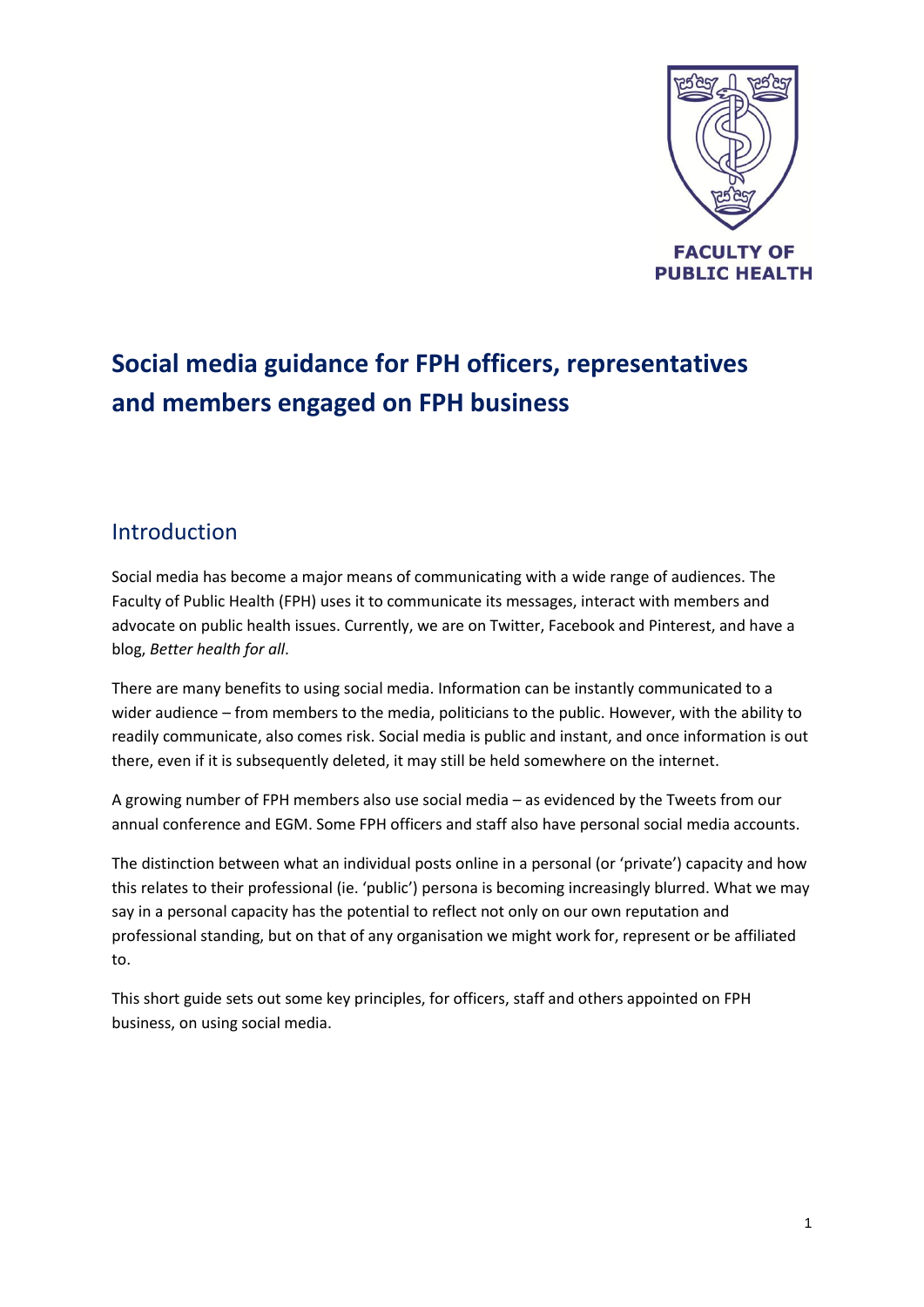FACULTY OF PUBLIC HEALTH

# Social media guidance for FPH officers, representatives and members engaged on FPH business

## Introduction

Social media has become a major means of communicating with a wide range of audiences. The Faculty of Public Health (FPH) uses it to communicate its messages, interact with members and advocate on public health issues. Currently, we are on Twitter, Facebook and Pinterest, and have a blog, *Better health for all*.

There are many benefits to using social media. Information can be instantly communicated to a wider audience – from members to the media, politicians to the public. However, with the ability to readily communicate, also comes risk. Social media is public and instant, and once information is out there, even if it is subsequently deleted, it may still be held somewhere on the internet.

A growing number of FPH members also use social media – as evidenced by the Tweets from our annual conference and EGM. Some FPH officers and staff also have personal social media accounts.

The distinction between what an individual posts online in a personal (or 'private') capacity and how this relates to their professional (ie. 'public') persona is becoming increasingly blurred. What we may say in a personal capacity has the potential to reflect not only on our own reputation and professional standing, but on that of any organisation we might work for, represent or be affiliated to.

This short guide sets out some key principles, for officers, staff and others appointed on FPH business, on using social media.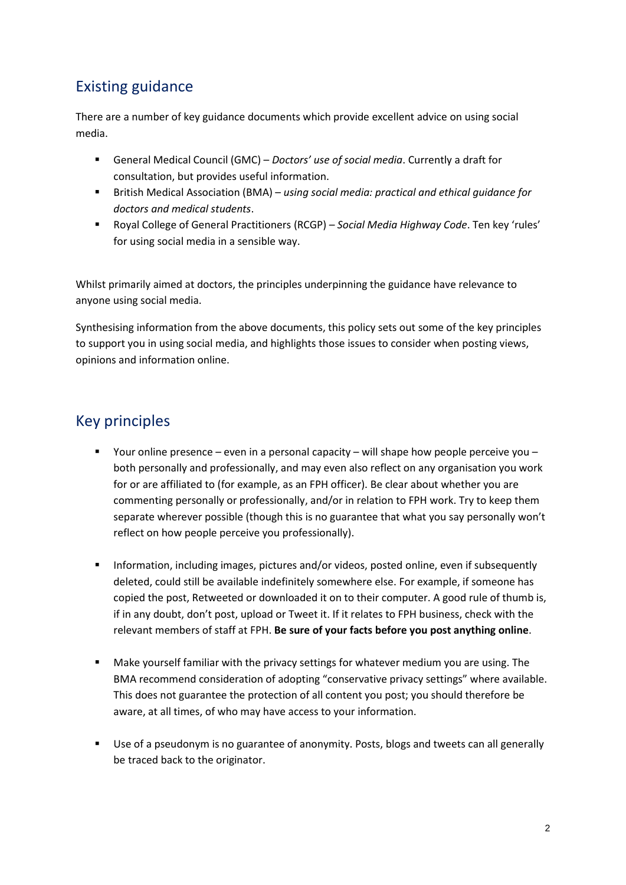## Existing guidance

There are a number of key guidance documents which provide excellent advice on using social media.

- General Medical Council (GMC) – *Doctors' use of social media*. Currently a draft for consultation, but provides useful information.
- British Medical Association (BMA) – *using social media: practical and ethical guidance for doctors and medical students*.
- Royal College of General Practitioners (RCGP) – *Social Media Highway Code*. Ten key 'rules' for using social media in a sensible way.

Whilst primarily aimed at doctors, the principles underpinning the guidance have relevance to anyone using social media.

Synthesising information from the above documents, this policy sets out some of the key principles to support you in using social media, and highlights those issues to consider when posting views, opinions and information online.

## Key principles

- Your online presence – even in a personal capacity – will shape how people perceive you – both personally and professionally, and may even also reflect on any organisation you work for or are affiliated to (for example, as an FPH officer). Be clear about whether you are commenting personally or professionally, and/or in relation to FPH work. Try to keep them separate wherever possible (though this is no guarantee that what you say personally won't reflect on how people perceive you professionally).

- Information, including images, pictures and/or videos, posted online, even if subsequently deleted, could still be available indefinitely somewhere else. For example, if someone has copied the post, Retweeted or downloaded it on to their computer. A good rule of thumb is, if in any doubt, don't post, upload or Tweet it. If it relates to FPH business, check with the relevant members of staff at FPH. **Be sure of your facts before you post anything online**.

- Make yourself familiar with the privacy settings for whatever medium you are using. The BMA recommend consideration of adopting "conservative privacy settings" where available. This does not guarantee the protection of all content you post; you should therefore be aware, at all times, of who may have access to your information.

- Use of a pseudonym is no guarantee of anonymity. Posts, blogs and tweets can all generally be traced back to the originator.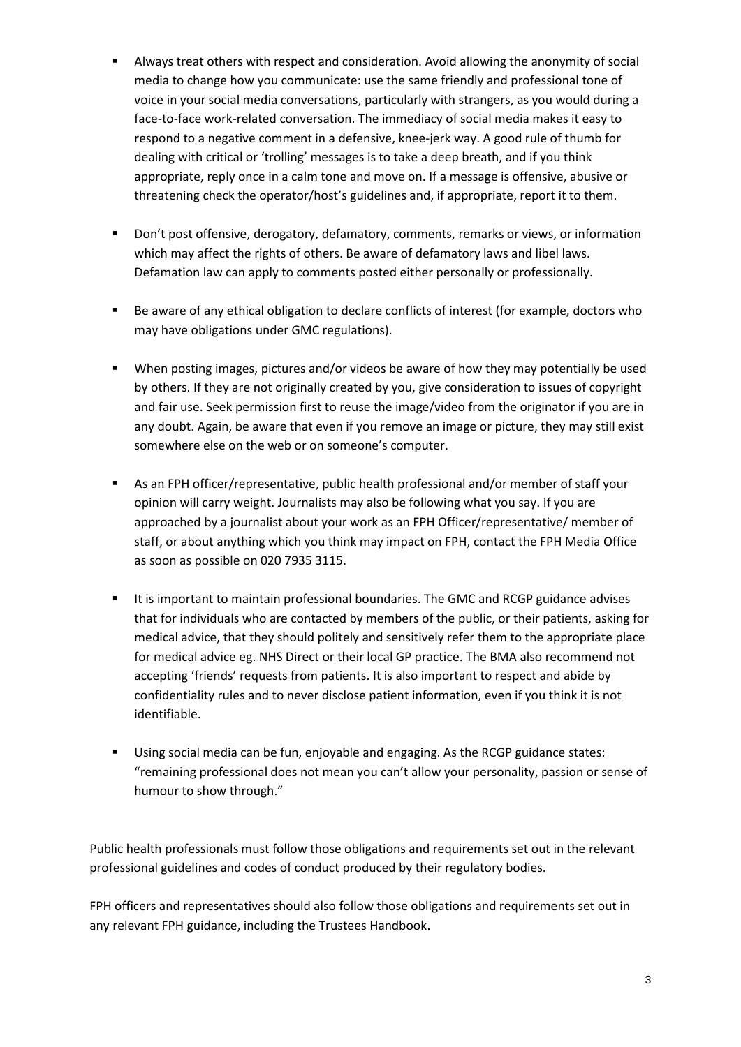- Always treat others with respect and consideration. Avoid allowing the anonymity of social media to change how you communicate: use the same friendly and professional tone of voice in your social media conversations, particularly with strangers, as you would during a face-to-face work-related conversation. The immediacy of social media makes it easy to respond to a negative comment in a defensive, knee-jerk way. A good rule of thumb for dealing with critical or 'trolling' messages is to take a deep breath, and if you think appropriate, reply once in a calm tone and move on. If a message is offensive, abusive or threatening check the operator/host's guidelines and, if appropriate, report it to them.

- Don't post offensive, derogatory, defamatory, comments, remarks or views, or information which may affect the rights of others. Be aware of defamatory laws and libel laws. Defamation law can apply to comments posted either personally or professionally.

- Be aware of any ethical obligation to declare conflicts of interest (for example, doctors who may have obligations under GMC regulations).

- When posting images, pictures and/or videos be aware of how they may potentially be used by others. If they are not originally created by you, give consideration to issues of copyright and fair use. Seek permission first to reuse the image/video from the originator if you are in any doubt. Again, be aware that even if you remove an image or picture, they may still exist somewhere else on the web or on someone's computer.

- As an FPH officer/representative, public health professional and/or member of staff your opinion will carry weight. Journalists may also be following what you say. If you are approached by a journalist about your work as an FPH Officer/representative/ member of staff, or about anything which you think may impact on FPH, contact the FPH Media Office as soon as possible on 020 7935 3115.

- It is important to maintain professional boundaries. The GMC and RCGP guidance advises that for individuals who are contacted by members of the public, or their patients, asking for medical advice, that they should politely and sensitively refer them to the appropriate place for medical advice eg. NHS Direct or their local GP practice. The BMA also recommend not accepting 'friends' requests from patients. It is also important to respect and abide by confidentiality rules and to never disclose patient information, even if you think it is not identifiable.

- Using social media can be fun, enjoyable and engaging. As the RCGP guidance states: "remaining professional does not mean you can't allow your personality, passion or sense of humour to show through."

Public health professionals must follow those obligations and requirements set out in the relevant professional guidelines and codes of conduct produced by their regulatory bodies.

FPH officers and representatives should also follow those obligations and requirements set out in any relevant FPH guidance, including the Trustees Handbook.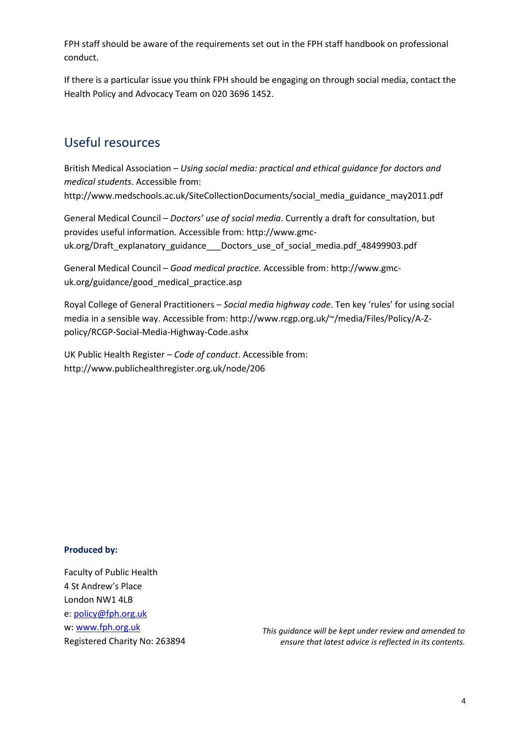FPH staff should be aware of the requirements set out in the FPH staff handbook on professional conduct.

If there is a particular issue you think FPH should be engaging on through social media, contact the Health Policy and Advocacy Team on 020 3696 1452.

## Useful resources

British Medical Association – *Using social media: practical and ethical guidance for doctors and medical students*. Accessible from: http://www.medschools.ac.uk/SiteCollectionDocuments/social_media_guidance_may2011.pdf

General Medical Council – *Doctors' use of social media*. Currently a draft for consultation, but provides useful information. Accessible from: http://www.gmc-uk.org/Draft_explanatory_guidance___Doctors_use_of_social_media.pdf_48499903.pdf

General Medical Council – *Good medical practice.* Accessible from: http://www.gmc-uk.org/guidance/good_medical_practice.asp

Royal College of General Practitioners – *Social media highway code*. Ten key 'rules' for using social media in a sensible way. Accessible from: http://www.rcgp.org.uk/~/media/Files/Policy/A-Z-policy/RCGP-Social-Media-Highway-Code.ashx

UK Public Health Register – *Code of conduct*. Accessible from: http://www.publichealthregister.org.uk/node/206

**Produced by:**

Faculty of Public Health
4 St Andrew's Place
London NW1 4LB
e: policy@fph.org.uk
w: www.fph.org.uk
Registered Charity No: 263894

*This guidance will be kept under review and amended to ensure that latest advice is reflected in its contents.*